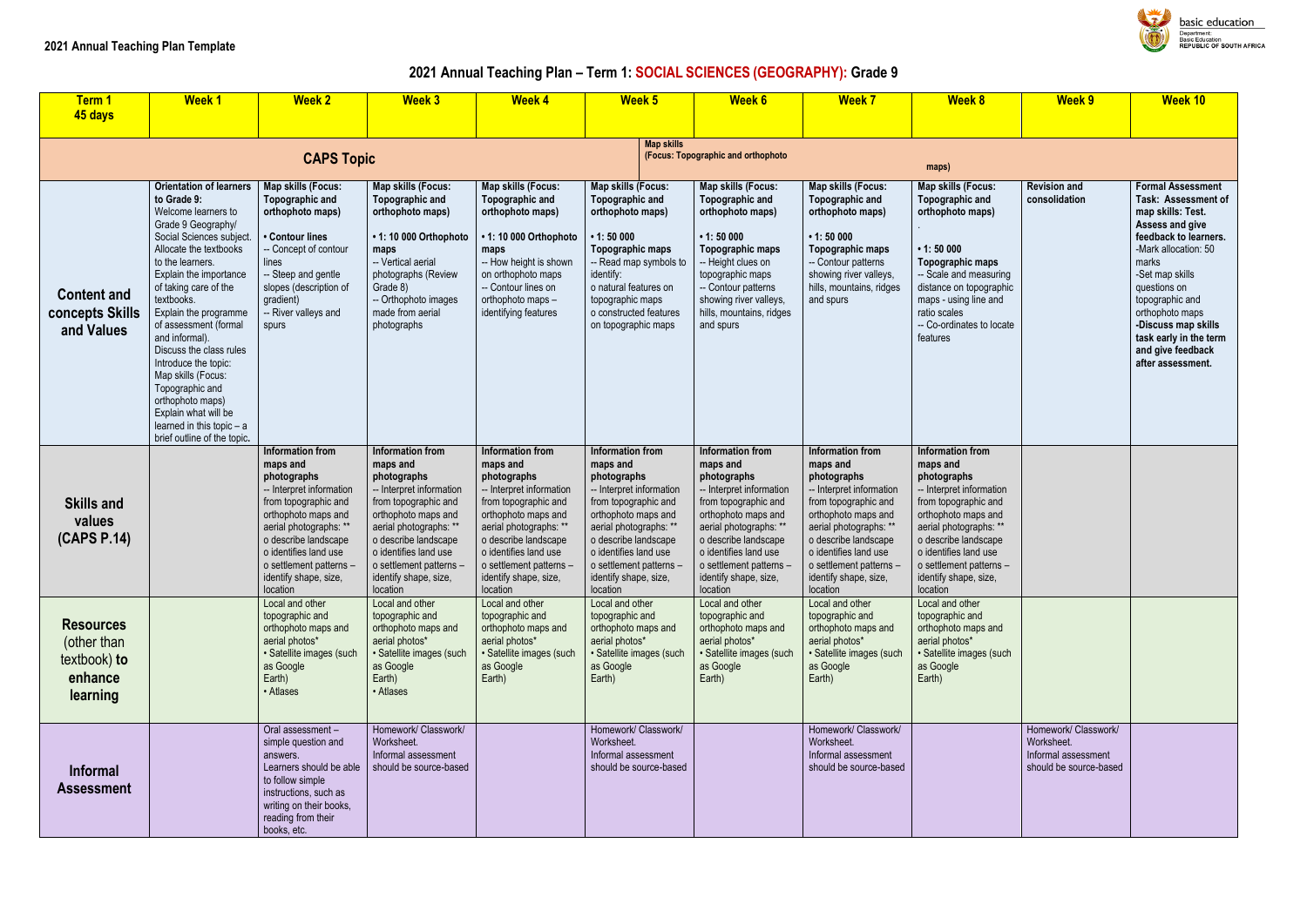**2021 Annual Teaching Plan Template**

# 2021 Annual Teaching Plan – Term 1: SOCIAL SCIENCES (GEOGRAPHY): Grade 9

| Term 1 45 days | Week 1 | Week 2 | Week 3 | Week 4 | Week 5 | Week 6 | Week 7 | Week 8 | Week 9 | Week 10 |
|---|---|---|---|---|---|---|---|---|---|---|
| **CAPS Topic** | | | | | **Map skills (Focus: Topographic and orthophoto maps)** | | | | | |
| **Content and concepts Skills and Values** | **Orientation of learners to Grade 9:** Welcome learners to Grade 9 Geography/ Social Sciences subject. Allocate the textbooks to the learners. Explain the importance of taking care of the textbooks. Explain the programme of assessment (formal and informal). Discuss the class rules Introduce the topic: Map skills (Focus: Topographic and orthophoto maps) Explain what will be learned in this topic – a brief outline of the topic. | **Map skills (Focus: Topographic and orthophoto maps)** • **Contour lines** -- Concept of contour lines -- Steep and gentle slopes (description of gradient) -- River valleys and spurs | **Map skills (Focus: Topographic and orthophoto maps)** • **1: 10 000 Orthophoto maps** -- Vertical aerial photographs (Review Grade 8) -- Orthophoto images made from aerial photographs | **Map skills (Focus: Topographic and orthophoto maps)** • **1: 10 000 Orthophoto maps** -- How height is shown on orthophoto maps -- Contour lines on orthophoto maps – identifying features | **Map skills (Focus: Topographic and orthophoto maps)** • **1: 50 000 Topographic maps** -- Read map symbols to identify: o natural features on topographic maps o constructed features on topographic maps | **Map skills (Focus: Topographic and orthophoto maps)** • **1: 50 000 Topographic maps** -- Height clues on topographic maps -- Contour patterns showing river valleys, hills, mountains, ridges and spurs | **Map skills (Focus: Topographic and orthophoto maps)** • **1: 50 000 Topographic maps** -- Contour patterns showing river valleys, hills, mountains, ridges and spurs | **Map skills (Focus: Topographic and orthophoto maps)** . • **1: 50 000 Topographic maps** -- Scale and measuring distance on topographic maps - using line and ratio scales -- Co-ordinates to locate features | **Revision and consolidation** | **Formal Assessment Task: Assessment of map skills: Test. Assess and give feedback to learners.** -Mark allocation: 50 marks -Set map skills questions on topographic and orthophoto maps **-Discuss map skills task early in the term and give feedback after assessment.** |
| **Skills and values (CAPS P.14)** | | **Information from maps and photographs** -- Interpret information from topographic and orthophoto maps and aerial photographs: ** o describe landscape o identifies land use o settlement patterns – identify shape, size, location | **Information from maps and photographs** -- Interpret information from topographic and orthophoto maps and aerial photographs: ** o describe landscape o identifies land use o settlement patterns – identify shape, size, location | **Information from maps and photographs** -- Interpret information from topographic and orthophoto maps and aerial photographs: ** o describe landscape o identifies land use o settlement patterns – identify shape, size, location | **Information from maps and photographs** -- Interpret information from topographic and orthophoto maps and aerial photographs: ** o describe landscape o identifies land use o settlement patterns – identify shape, size, location | **Information from maps and photographs** -- Interpret information from topographic and orthophoto maps and aerial photographs: ** o describe landscape o identifies land use o settlement patterns – identify shape, size, location | **Information from maps and photographs** -- Interpret information from topographic and orthophoto maps and aerial photographs: ** o describe landscape o identifies land use o settlement patterns – identify shape, size, location | **Information from maps and photographs** -- Interpret information from topographic and orthophoto maps and aerial photographs: ** o describe landscape o identifies land use o settlement patterns – identify shape, size, location | | |
| **Resources** (other than textbook) **to enhance learning** | | Local and other topographic and orthophoto maps and aerial photos* • Satellite images (such as Google Earth) • Atlases | Local and other topographic and orthophoto maps and aerial photos* • Satellite images (such as Google Earth) • Atlases | Local and other topographic and orthophoto maps and aerial photos* • Satellite images (such as Google Earth) | Local and other topographic and orthophoto maps and aerial photos* • Satellite images (such as Google Earth) | Local and other topographic and orthophoto maps and aerial photos* • Satellite images (such as Google Earth) | Local and other topographic and orthophoto maps and aerial photos* • Satellite images (such as Google Earth) | Local and other topographic and orthophoto maps and aerial photos* • Satellite images (such as Google Earth) | | |
| **Informal Assessment** | | Oral assessment – simple question and answers. Learners should be able to follow simple instructions, such as writing on their books, reading from their books, etc. | Homework/ Classwork/ Worksheet. Informal assessment should be source-based | | Homework/ Classwork/ Worksheet. Informal assessment should be source-based | | Homework/ Classwork/ Worksheet. Informal assessment should be source-based | | Homework/ Classwork/ Worksheet. Informal assessment should be source-based | |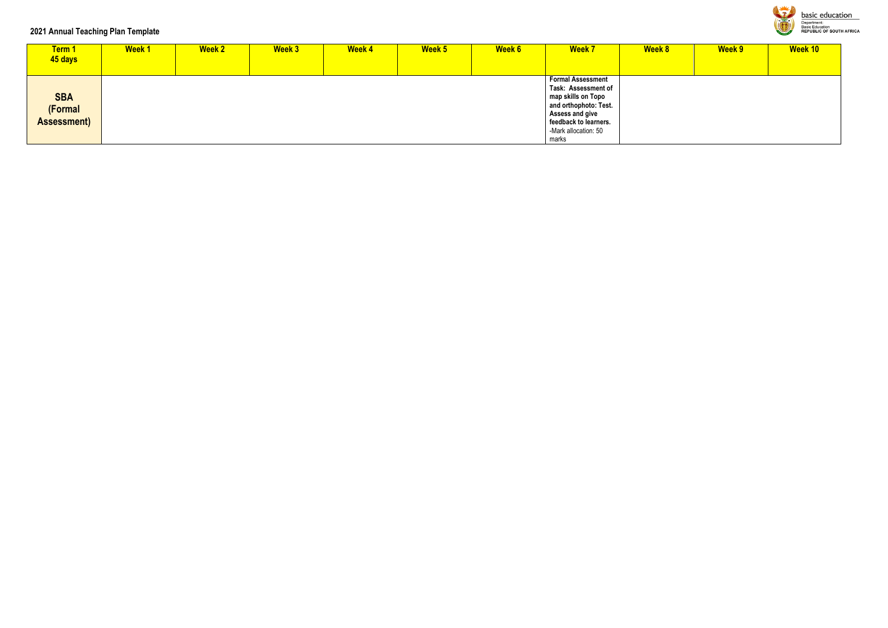**2021 Annual Teaching Plan Template**

| Term 1<br>45 days | Week 1 | Week 2 | Week 3 | Week 4 | Week 5 | Week 6 | Week 7 | Week 8 | Week 9 | Week 10 |
|---|---|---|---|---|---|---|---|---|---|---|
| **SBA (Formal Assessment)** | | | | | | | **Formal Assessment Task: Assessment of map skills on Topo and orthophoto: Test. Assess and give feedback to learners.**<br>-Mark allocation: 50 marks | | | |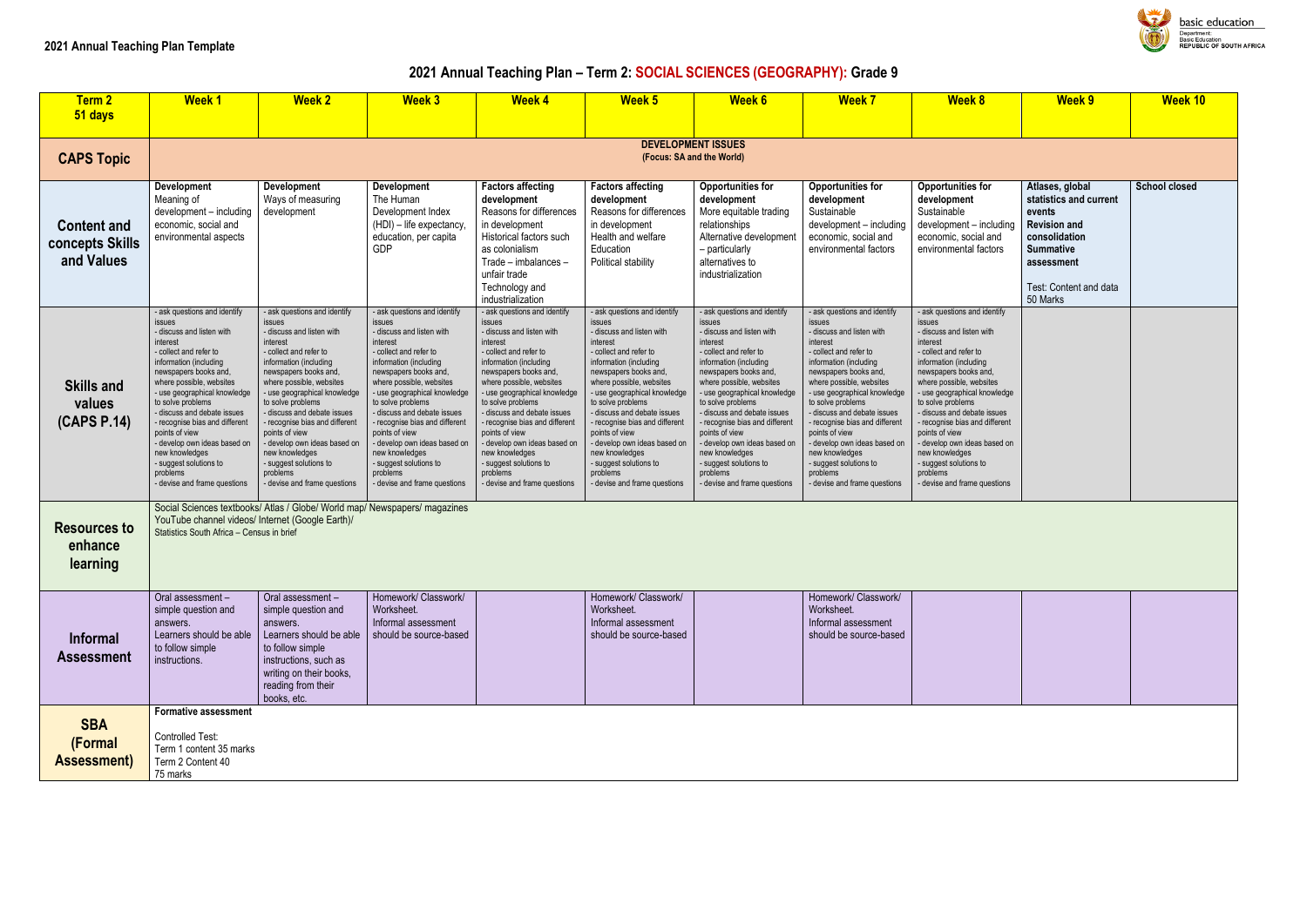**2021 Annual Teaching Plan Template**

## 2021 Annual Teaching Plan – Term 2: SOCIAL SCIENCES (GEOGRAPHY): Grade 9

| Term 2 51 days | Week 1 | Week 2 | Week 3 | Week 4 | Week 5 | Week 6 | Week 7 | Week 8 | Week 9 | Week 10 |
|---|---|---|---|---|---|---|---|---|---|---|
| **CAPS Topic** | **DEVELOPMENT ISSUES (Focus: SA and the World)** | | | | | | | | | |
| **Content and concepts Skills and Values** | **Development** Meaning of development – including economic, social and environmental aspects | **Development** Ways of measuring development | **Development** The Human Development Index (HDI) – life expectancy, education, per capita GDP | **Factors affecting development** Reasons for differences in development Historical factors such as colonialism Trade – imbalances – unfair trade Technology and industrialization | **Factors affecting development** Reasons for differences in development Health and welfare Education Political stability | **Opportunities for development** More equitable trading relationships Alternative development – particularly alternatives to industrialization | **Opportunities for development** Sustainable development – including economic, social and environmental factors | **Opportunities for development** Sustainable development – including economic, social and environmental factors | **Atlases, global statistics and current events** **Revision and consolidation** **Summative assessment** Test: Content and data 50 Marks | **School closed** |
| **Skills and values (CAPS P.14)** | - ask questions and identify issues - discuss and listen with interest - collect and refer to information (including newspapers books and, where possible, websites - use geographical knowledge to solve problems - discuss and debate issues - recognise bias and different points of view - develop own ideas based on new knowledges - suggest solutions to problems - devise and frame questions | - ask questions and identify issues - discuss and listen with interest - collect and refer to information (including newspapers books and, where possible, websites - use geographical knowledge to solve problems - discuss and debate issues - recognise bias and different points of view - develop own ideas based on new knowledges - suggest solutions to problems - devise and frame questions | - ask questions and identify issues - discuss and listen with interest - collect and refer to information (including newspapers books and, where possible, websites - use geographical knowledge to solve problems - discuss and debate issues - recognise bias and different points of view - develop own ideas based on new knowledges - suggest solutions to problems - devise and frame questions | - ask questions and identify issues - discuss and listen with interest - collect and refer to information (including newspapers books and, where possible, websites - use geographical knowledge to solve problems - discuss and debate issues - recognise bias and different points of view - develop own ideas based on new knowledges - suggest solutions to problems - devise and frame questions | - ask questions and identify issues - discuss and listen with interest - collect and refer to information (including newspapers books and, where possible, websites - use geographical knowledge to solve problems - discuss and debate issues - recognise bias and different points of view - develop own ideas based on new knowledges - suggest solutions to problems - devise and frame questions | - ask questions and identify issues - discuss and listen with interest - collect and refer to information (including newspapers books and, where possible, websites - use geographical knowledge to solve problems - discuss and debate issues - recognise bias and different points of view - develop own ideas based on new knowledges - suggest solutions to problems - devise and frame questions | - ask questions and identify issues - discuss and listen with interest - collect and refer to information (including newspapers books and, where possible, websites - use geographical knowledge to solve problems - discuss and debate issues - recognise bias and different points of view - develop own ideas based on new knowledges - suggest solutions to problems - devise and frame questions | - ask questions and identify issues - discuss and listen with interest - collect and refer to information (including newspapers books and, where possible, websites - use geographical knowledge to solve problems - discuss and debate issues - recognise bias and different points of view - develop own ideas based on new knowledges - suggest solutions to problems - devise and frame questions | | |
| **Resources to enhance learning** | Social Sciences textbooks/ Atlas / Globe/ World map/ Newspapers/ magazines YouTube channel videos/ Internet (Google Earth)/ Statistics South Africa – Census in brief | | | | | | | | | |
| **Informal Assessment** | Oral assessment – simple question and answers. Learners should be able to follow simple instructions. | Oral assessment – simple question and answers. Learners should be able to follow simple instructions, such as writing on their books, reading from their books, etc. | Homework/ Classwork/ Worksheet. Informal assessment should be source-based | | Homework/ Classwork/ Worksheet. Informal assessment should be source-based | | Homework/ Classwork/ Worksheet. Informal assessment should be source-based | | | |
| **SBA (Formal Assessment)** | **Formative assessment** Controlled Test: Term 1 content 35 marks Term 2 Content 40 75 marks | | | | | | | | | |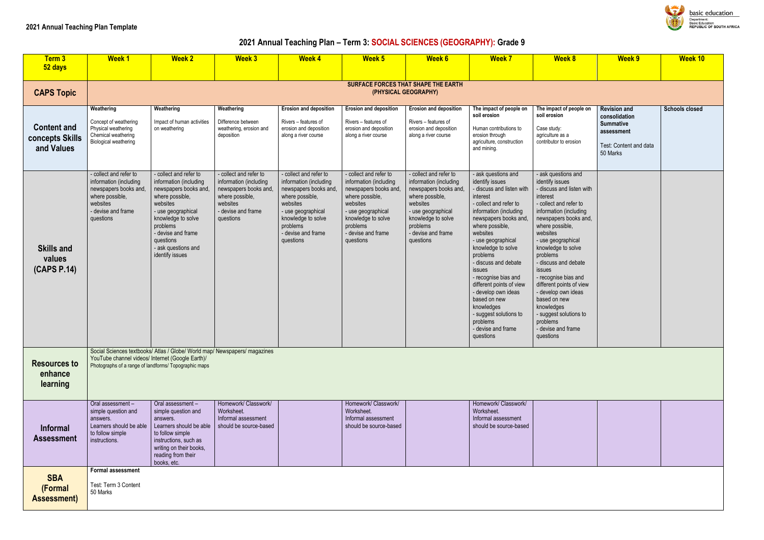**2021 Annual Teaching Plan Template**

## 2021 Annual Teaching Plan – Term 3: SOCIAL SCIENCES (GEOGRAPHY): Grade 9

| Term 3 52 days | Week 1 | Week 2 | Week 3 | Week 4 | Week 5 | Week 6 | Week 7 | Week 8 | Week 9 | Week 10 |
|---|---|---|---|---|---|---|---|---|---|---|
| **CAPS Topic** | **SURFACE FORCES THAT SHAPE THE EARTH (PHYSICAL GEOGRAPHY)** | | | | | | | | | |
| **Content and concepts Skills and Values** | **Weathering**<br>Concept of weathering<br>Physical weathering<br>Chemical weathering<br>Biological weathering | **Weathering**<br>Impact of human activities on weathering | **Weathering**<br>Difference between weathering, erosion and deposition | **Erosion and deposition**<br>Rivers – features of erosion and deposition along a river course | **Erosion and deposition**<br>Rivers – features of erosion and deposition along a river course | **Erosion and deposition**<br>Rivers – features of erosion and deposition along a river course | **The impact of people on soil erosion**<br>Human contributions to erosion through agriculture, construction and mining. | **The impact of people on soil erosion**<br>Case study: agriculture as a contributor to erosion | **Revision and consolidation**<br>**Summative assessment**<br>Test: Content and data 50 Marks | **Schools closed** |
| **Skills and values (CAPS P.14)** | - collect and refer to information (including newspapers books and, where possible, websites<br>- devise and frame questions | - collect and refer to information (including newspapers books and, where possible, websites<br>- use geographical knowledge to solve problems<br>- devise and frame questions<br>- ask questions and identify issues | - collect and refer to information (including newspapers books and, where possible, websites<br>- devise and frame questions | - collect and refer to information (including newspapers books and, where possible, websites<br>- use geographical knowledge to solve problems<br>- devise and frame questions | - collect and refer to information (including newspapers books and, where possible, websites<br>- use geographical knowledge to solve problems<br>- devise and frame questions | - collect and refer to information (including newspapers books and, where possible, websites<br>- use geographical knowledge to solve problems<br>- devise and frame questions | - ask questions and identify issues<br>- discuss and listen with interest<br>- collect and refer to information (including newspapers books and, where possible, websites<br>- use geographical knowledge to solve problems<br>- discuss and debate issues<br>- recognise bias and different points of view<br>- develop own ideas based on new knowledges<br>- suggest solutions to problems<br>- devise and frame questions | - ask questions and identify issues<br>- discuss and listen with interest<br>- collect and refer to information (including newspapers books and, where possible, websites<br>- use geographical knowledge to solve problems<br>- discuss and debate issues<br>- recognise bias and different points of view<br>- develop own ideas based on new knowledges<br>- suggest solutions to problems<br>- devise and frame questions | | |
| **Resources to enhance learning** | Social Sciences textbooks/ Atlas / Globe/ World map/ Newspapers/ magazines<br>YouTube channel videos/ Internet (Google Earth)/<br>Photographs of a range of landforms/ Topographic maps | | | | | | | | | |
| **Informal Assessment** | Oral assessment – simple question and answers.<br>Learners should be able to follow simple instructions. | Oral assessment – simple question and answers.<br>Learners should be able to follow simple instructions, such as writing on their books, reading from their books, etc. | Homework/ Classwork/ Worksheet.<br>Informal assessment should be source-based | | Homework/ Classwork/ Worksheet.<br>Informal assessment should be source-based | | Homework/ Classwork/ Worksheet.<br>Informal assessment should be source-based | | | |
| **SBA (Formal Assessment)** | **Formal assessment**<br>Test: Term 3 Content<br>50 Marks | | | | | | | | | |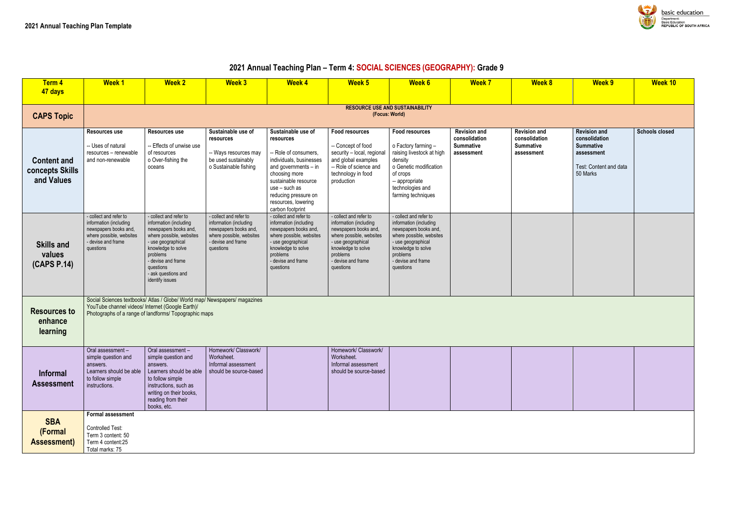**2021 Annual Teaching Plan Template**

## 2021 Annual Teaching Plan – Term 4: SOCIAL SCIENCES (GEOGRAPHY): Grade 9

| Term 4<br>47 days | Week 1 | Week 2 | Week 3 | Week 4 | Week 5 | Week 6 | Week 7 | Week 8 | Week 9 | Week 10 |
|---|---|---|---|---|---|---|---|---|---|---|
| **CAPS Topic** | **RESOURCE USE AND SUSTAINABILITY**<br>**(Focus: World)** | | | | | | | | | |
| **Content and concepts Skills and Values** | **Resources use**<br><br>-- Uses of natural resources – renewable and non-renewable | **Resources use**<br><br>-- Effects of unwise use of resources<br>o Over-fishing the oceans | **Sustainable use of resources**<br><br>-- Ways resources may be used sustainably<br>o Sustainable fishing | **Sustainable use of resources**<br><br>-- Role of consumers, individuals, businesses and governments – in choosing more sustainable resource use – such as reducing pressure on resources, lowering carbon footprint | **Food resources**<br><br>-- Concept of food security – local, regional and global examples<br>-- Role of science and technology in food production | **Food resources**<br><br>o Factory farming – raising livestock at high density<br>o Genetic modification of crops<br>-- appropriate technologies and farming techniques | **Revision and consolidation**<br>**Summative assessment** | **Revision and consolidation**<br>**Summative assessment** | **Revision and consolidation**<br>**Summative assessment**<br><br>Test: Content and data 50 Marks | **Schools closed** |
| **Skills and values (CAPS P.14)** | - collect and refer to information (including newspapers books and, where possible, websites<br>- devise and frame questions | - collect and refer to information (including newspapers books and, where possible, websites<br>- use geographical knowledge to solve problems<br>- devise and frame questions<br>- ask questions and identify issues | - collect and refer to information (including newspapers books and, where possible, websites<br>- devise and frame questions | - collect and refer to information (including newspapers books and, where possible, websites<br>- use geographical knowledge to solve problems<br>- devise and frame questions | - collect and refer to information (including newspapers books and, where possible, websites<br>- use geographical knowledge to solve problems<br>- devise and frame questions | - collect and refer to information (including newspapers books and, where possible, websites<br>- use geographical knowledge to solve problems<br>- devise and frame questions | | | | |
| **Resources to enhance learning** | Social Sciences textbooks/ Atlas / Globe/ World map/ Newspapers/ magazines<br>YouTube channel videos/ Internet (Google Earth)/<br>Photographs of a range of landforms/ Topographic maps | | | | | | | | | |
| **Informal Assessment** | Oral assessment – simple question and answers.<br>Learners should be able to follow simple instructions. | Oral assessment – simple question and answers.<br>Learners should be able to follow simple instructions, such as writing on their books, reading from their books, etc. | Homework/ Classwork/ Worksheet.<br>Informal assessment should be source-based | | Homework/ Classwork/ Worksheet.<br>Informal assessment should be source-based | | | | | |
| **SBA (Formal Assessment)** | **Formal assessment**<br><br>Controlled Test:<br>Term 3 content: 50<br>Term 4 content:25<br>Total marks: 75 | | | | | | | | | |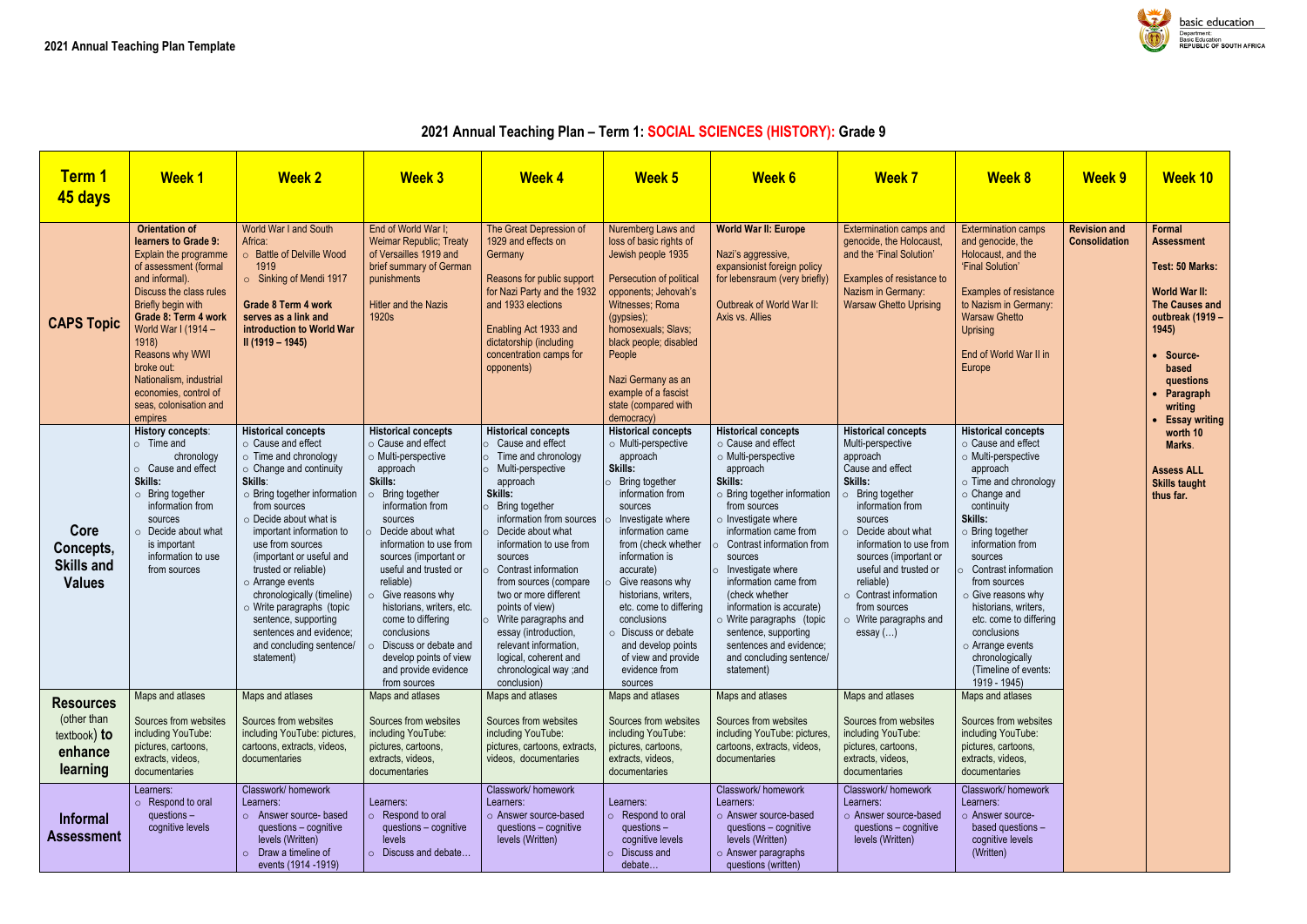**2021 Annual Teaching Plan Template**

## 2021 Annual Teaching Plan – Term 1: SOCIAL SCIENCES (HISTORY): Grade 9

| Term 1 45 days | Week 1 | Week 2 | Week 3 | Week 4 | Week 5 | Week 6 | Week 7 | Week 8 | Week 9 | Week 10 |
|---|---|---|---|---|---|---|---|---|---|---|
| **CAPS Topic** | **Orientation of learners to Grade 9:** Explain the programme of assessment (formal and informal). Discuss the class rules Briefly begin with **Grade 8: Term 4 work** World War I (1914 – 1918) Reasons why WWI broke out: Nationalism, industrial economies, control of seas, colonisation and empires | World War I and South Africa: ○ Battle of Delville Wood 1916 ○ Sinking of Mendi 1917 **Grade 8 Term 4 work serves as a link and introduction to World War II (1919 – 1945)** | End of World War I; Weimar Republic; Treaty of Versailles 1919 and brief summary of German punishments Hitler and the Nazis 1920s | The Great Depression of 1929 and effects on Germany Reasons for public support for Nazi Party and the 1932 and 1933 elections Enabling Act 1933 and dictatorship (including concentration camps for opponents) | Nuremberg Laws and loss of basic rights of Jewish people 1935 Persecution of political opponents; Jehovah's Witnesses; Roma (gypsies); homosexuals; Slavs; black people; disabled People Nazi Germany as an example of a fascist state (compared with democracy) | **World War II: Europe** Nazi's aggressive, expansionist foreign policy for lebensraum (very briefly) Outbreak of World War II: Axis vs. Allies | Extermination camps and genocide, the Holocaust, and the 'Final Solution' Examples of resistance to Nazism in Germany: Warsaw Ghetto Uprising | Extermination camps and genocide, the Holocaust, and the 'Final Solution' Examples of resistance to Nazism in Germany: Warsaw Ghetto Uprising End of World War II in Europe | **Revision and Consolidation** | **Formal Assessment** **Test: 50 Marks:** **World War II: The Causes and outbreak (1919 – 1945)** • **Source-based questions** • **Paragraph writing** • **Essay writing worth 10 Marks.** **Assess ALL Skills taught thus far.** |
| **Core Concepts, Skills and Values** | **History concepts**: ○ Time and chronology ○ Cause and effect **Skills:** ○ Bring together information from sources ○ Decide about what is important information to use from sources | **Historical concepts** ○ Cause and effect ○ Time and chronology ○ Change and continuity **Skills**: ○ Bring together information from sources ○ Decide about what is important information to use from sources (important or useful and trusted or reliable) ○ Arrange events chronologically (timeline) ○ Write paragraphs (topic sentence, supporting sentences and evidence; and concluding sentence/ statement) | **Historical concepts** ○ Cause and effect ○ Multi-perspective approach **Skills:** ○ Bring together information from sources ○ Decide about what information to use from sources (important or useful and trusted or reliable) ○ Give reasons why historians, writers, etc. come to differing conclusions ○ Discuss or debate and develop points of view and provide evidence from sources | **Historical concepts** ○ Cause and effect ○ Time and chronology ○ Multi-perspective approach **Skills:** ○ Bring together information from sources ○ Decide about what information to use from sources ○ Contrast information from sources (compare two or more different points of view) ○ Write paragraphs and essay (introduction, relevant information, logical, coherent and chronological way ;and conclusion) | **Historical concepts** ○ Multi-perspective approach **Skills:** ○ Bring together information from sources ○ Investigate where information came from (check whether information is accurate) ○ Give reasons why historians, writers, etc. come to differing conclusions ○ Discuss or debate and develop points of view and provide evidence from sources | **Historical concepts** ○ Cause and effect ○ Multi-perspective approach **Skills:** ○ Bring together information from sources ○ Investigate where information came from ○ Contrast information from sources ○ Investigate where information came from (check whether information is accurate) ○ Write paragraphs (topic sentence, supporting sentences and evidence; and concluding sentence/ statement) | **Historical concepts** Multi-perspective approach Cause and effect **Skills:** ○ Bring together information from sources ○ Decide about what information to use from sources (important or useful and trusted or reliable) ○ Contrast information from sources ○ Write paragraphs and essay (…) | **Historical concepts** ○ Cause and effect ○ Multi-perspective approach ○ Time and chronology ○ Change and continuity **Skills:** ○ Bring together information from sources ○ Contrast information from sources ○ Give reasons why historians, writers, etc. come to differing conclusions ○ Arrange events chronologically (Timeline of events: 1919 - 1945) | | |
| **Resources** (other than textbook) **to enhance learning** | Maps and atlases Sources from websites including YouTube: pictures, cartoons, extracts, videos, documentaries | Maps and atlases Sources from websites including YouTube: pictures, cartoons, extracts, videos, documentaries | Maps and atlases Sources from websites including YouTube: pictures, cartoons, extracts, videos, documentaries | Maps and atlases Sources from websites including YouTube: pictures, cartoons, extracts, videos, documentaries | Maps and atlases Sources from websites including YouTube: pictures, cartoons, extracts, videos, documentaries | Maps and atlases Sources from websites including YouTube: pictures, cartoons, extracts, videos, documentaries | Maps and atlases Sources from websites including YouTube: pictures, cartoons, extracts, videos, documentaries | Maps and atlases Sources from websites including YouTube: pictures, cartoons, extracts, videos, documentaries | | |
| **Informal Assessment** | Learners: ○ Respond to oral questions – cognitive levels | Classwork/ homework Learners: ○ Answer source- based questions – cognitive levels (Written) ○ Draw a timeline of events (1914 -1919) | Learners: ○ Respond to oral questions – cognitive levels ○ Discuss and debate… | Classwork/ homework Learners: ○ Answer source-based questions – cognitive levels (Written) | Learners: ○ Respond to oral questions – cognitive levels ○ Discuss and debate… | Classwork/ homework Learners: ○ Answer source-based questions – cognitive levels (Written) ○ Answer paragraphs questions (written) | Classwork/ homework Learners: ○ Answer source-based questions – cognitive levels (Written) | Classwork/ homework Learners: ○ Answer source-based questions – cognitive levels (Written) | | |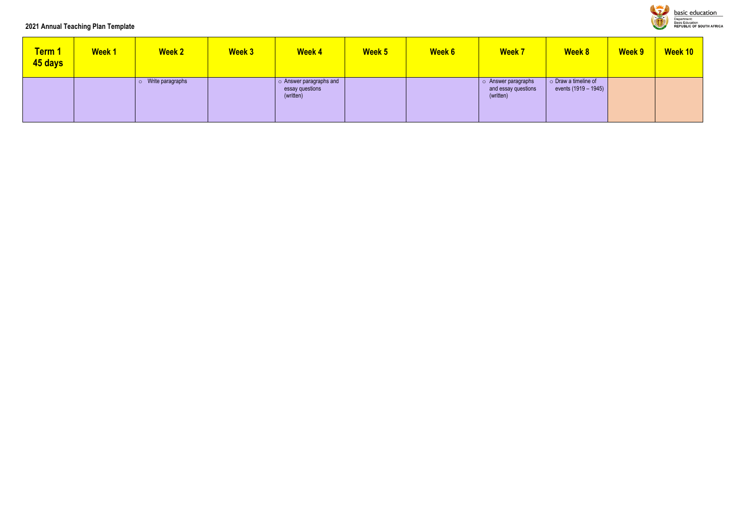**2021 Annual Teaching Plan Template**

| Term 1 45 days | Week 1 | Week 2 | Week 3 | Week 4 | Week 5 | Week 6 | Week 7 | Week 8 | Week 9 | Week 10 |
|---|---|---|---|---|---|---|---|---|---|---|
| | | ○ Write paragraphs | | ○ Answer paragraphs and essay questions (written) | | | ○ Answer paragraphs and essay questions (written) | ○ Draw a timeline of events (1919 – 1945) | | |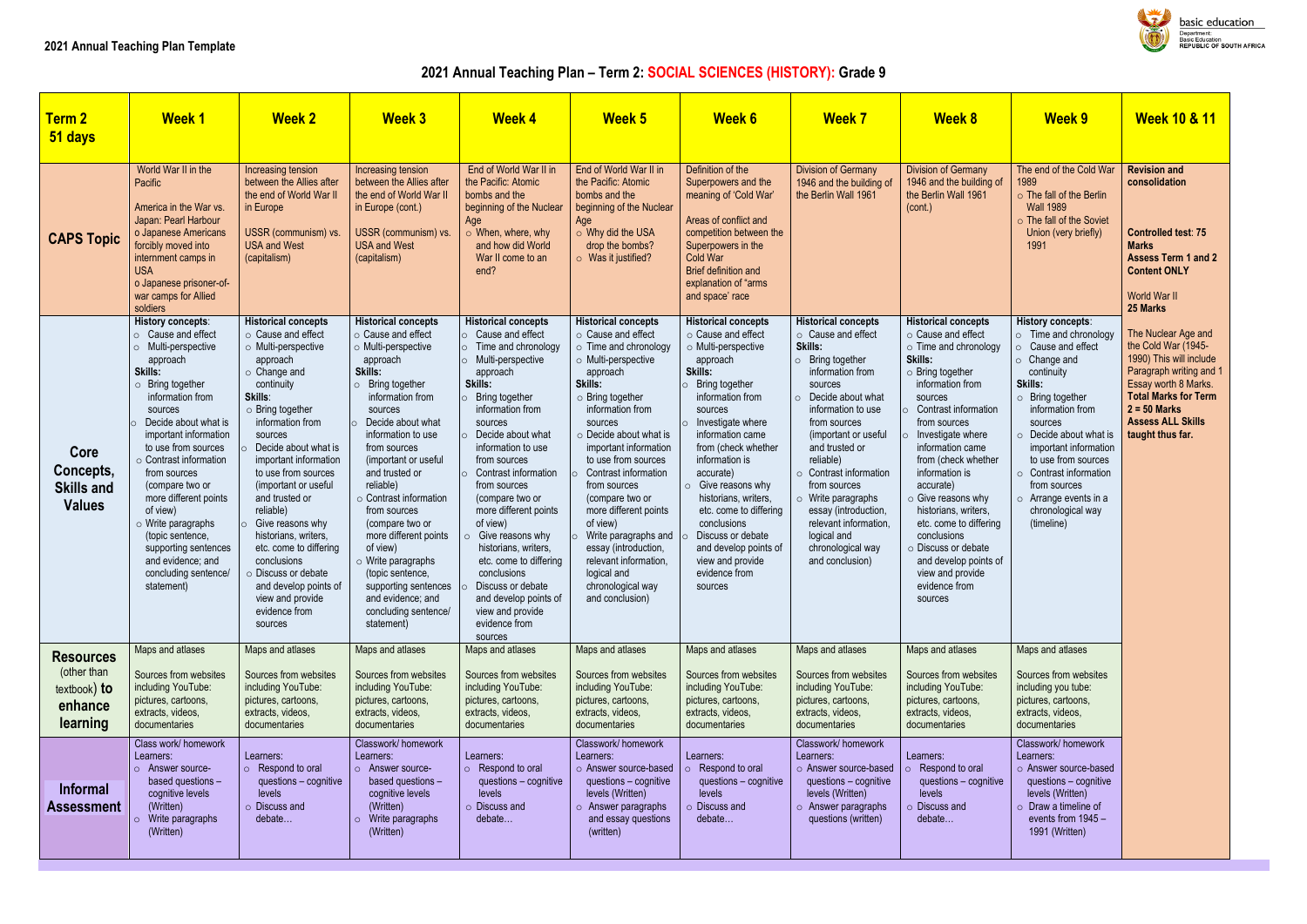**2021 Annual Teaching Plan Template**

# 2021 Annual Teaching Plan – Term 2: SOCIAL SCIENCES (HISTORY): Grade 9

| Term 2 51 days | Week 1 | Week 2 | Week 3 | Week 4 | Week 5 | Week 6 | Week 7 | Week 8 | Week 9 | Week 10 & 11 |
|---|---|---|---|---|---|---|---|---|---|---|
| **CAPS Topic** | World War II in the Pacific<br><br>America in the War vs. Japan: Pearl Harbour<br>o Japanese Americans forcibly moved into internment camps in USA<br>o Japanese prisoner-of-war camps for Allied soldiers | Increasing tension between the Allies after the end of World War II in Europe<br><br>USSR (communism) vs. USA and West (capitalism) | Increasing tension between the Allies after the end of World War II in Europe (cont.)<br><br>USSR (communism) vs. USA and West (capitalism) | End of World War II in the Pacific: Atomic bombs and the beginning of the Nuclear Age<br>○ When, where, why and how did World War II come to an end? | End of World War II in the Pacific: Atomic bombs and the beginning of the Nuclear Age<br>○ Why did the USA drop the bombs?<br>○ Was it justified? | Definition of the Superpowers and the meaning of 'Cold War'<br><br>Areas of conflict and competition between the Superpowers in the Cold War<br>Brief definition and explanation of "arms and space' race | Division of Germany 1946 and the building of the Berlin Wall 1961 | Division of Germany 1946 and the building of the Berlin Wall 1961 (cont.) | The end of the Cold War 1989<br>○ The fall of the Berlin Wall 1989<br>○ The fall of the Soviet Union (very briefly) 1991 | **Revision and consolidation**<br><br>**Controlled test: 75 Marks**<br>**Assess Term 1 and 2 Content ONLY**<br><br>World War II<br>**25 Marks**<br><br>The Nuclear Age and the Cold War (1945-1990) This will include Paragraph writing and 1 Essay worth 8 Marks.<br>**Total Marks for Term 2 = 50 Marks**<br>**Assess ALL Skills taught thus far.** |
| **Core Concepts, Skills and Values** | **History concepts**:<br>○ Cause and effect<br>○ Multi-perspective approach<br>**Skills:**<br>○ Bring together information from sources<br>○ Decide about what is important information to use from sources<br>○ Contrast information from sources (compare two or more different points of view)<br>○ Write paragraphs (topic sentence, supporting sentences and evidence; and concluding sentence/ statement) | **Historical concepts**<br>○ Cause and effect<br>○ Multi-perspective approach<br>○ Change and continuity<br>**Skills**:<br>○ Bring together information from sources<br>○ Decide about what is important information to use from sources (important or useful and trusted or reliable)<br>○ Give reasons why historians, writers, etc. come to differing conclusions<br>○ Discuss or debate and develop points of view and provide evidence from sources | **Historical concepts**<br>○ Cause and effect<br>○ Multi-perspective approach<br>**Skills:**<br>○ Bring together information from sources<br>○ Decide about what information to use from sources (important or useful and trusted or reliable)<br>○ Contrast information from sources (compare two or more different points of view)<br>○ Write paragraphs (topic sentence, supporting sentences and evidence; and concluding sentence/ statement) | **Historical concepts**<br>○ Cause and effect<br>○ Time and chronology<br>○ Multi-perspective approach<br>**Skills:**<br>○ Bring together information from sources<br>○ Decide about what information to use from sources<br>○ Contrast information from sources (compare two or more different points of view)<br>○ Give reasons why historians, writers, etc. come to differing conclusions<br>○ Discuss or debate and develop points of view and provide evidence from sources | **Historical concepts**<br>○ Cause and effect<br>○ Time and chronology<br>○ Multi-perspective approach<br>**Skills:**<br>○ Bring together information from sources<br>○ Decide about what is important information to use from sources<br>○ Contrast information from sources (compare two or more different points of view)<br>○ Write paragraphs and essay (introduction, relevant information, logical and chronological way and conclusion) | **Historical concepts**<br>○ Cause and effect<br>○ Multi-perspective approach<br>**Skills:**<br>○ Bring together information from sources<br>○ Investigate where information came from (check whether information is accurate)<br>○ Give reasons why historians, writers, etc. come to differing conclusions<br>○ Discuss or debate and develop points of view and provide evidence from sources | **Historical concepts**<br>○ Cause and effect<br>**Skills:**<br>○ Bring together information from sources<br>○ Decide about what information to use from sources (important or useful and trusted or reliable)<br>○ Contrast information from sources<br>○ Write paragraphs essay (introduction, relevant information, logical and chronological way and conclusion) | **Historical concepts**<br>○ Cause and effect<br>○ Time and chronology<br>**Skills:**<br>○ Bring together information from sources<br>○ Contrast information from sources<br>○ Investigate where information came from (check whether information is accurate)<br>○ Give reasons why historians, writers, etc. come to differing conclusions<br>○ Discuss or debate and develop points of view and provide evidence from sources | **History concepts**:<br>○ Time and chronology<br>○ Cause and effect<br>○ Change and continuity<br>**Skills:**<br>○ Bring together information from sources<br>○ Decide about what is important information to use from sources<br>○ Contrast information from sources<br>○ Arrange events in a chronological way (timeline) | |
| **Resources** (other than textbook) **to enhance learning** | Maps and atlases<br><br>Sources from websites including YouTube: pictures, cartoons, extracts, videos, documentaries | Maps and atlases<br><br>Sources from websites including YouTube: pictures, cartoons, extracts, videos, documentaries | Maps and atlases<br><br>Sources from websites including YouTube: pictures, cartoons, extracts, videos, documentaries | Maps and atlases<br><br>Sources from websites including YouTube: pictures, cartoons, extracts, videos, documentaries | Maps and atlases<br><br>Sources from websites including YouTube: pictures, cartoons, extracts, videos, documentaries | Maps and atlases<br><br>Sources from websites including YouTube: pictures, cartoons, extracts, videos, documentaries | Maps and atlases<br><br>Sources from websites including YouTube: pictures, cartoons, extracts, videos, documentaries | Maps and atlases<br><br>Sources from websites including YouTube: pictures, cartoons, extracts, videos, documentaries | Maps and atlases<br><br>Sources from websites including you tube: pictures, cartoons, extracts, videos, documentaries | |
| **Informal Assessment** | Class work/ homework<br>Learners:<br>○ Answer source-based questions – cognitive levels (Written)<br>○ Write paragraphs (Written) | Learners:<br>○ Respond to oral questions – cognitive levels<br>○ Discuss and debate… | Classwork/ homework<br>Learners:<br>○ Answer source-based questions – cognitive levels (Written)<br>○ Write paragraphs (Written) | Learners:<br>○ Respond to oral questions – cognitive levels<br>○ Discuss and debate… | Classwork/ homework<br>Learners:<br>○ Answer source-based questions – cognitive levels (Written)<br>○ Answer paragraphs and essay questions (written) | Learners:<br>○ Respond to oral questions – cognitive levels<br>○ Discuss and debate… | Classwork/ homework<br>Learners:<br>○ Answer source-based questions – cognitive levels (Written)<br>○ Answer paragraphs questions (written) | Learners:<br>○ Respond to oral questions – cognitive levels<br>○ Discuss and debate… | Classwork/ homework<br>Learners:<br>○ Answer source-based questions – cognitive levels (Written)<br>○ Draw a timeline of events from 1945 – 1991 (Written) | |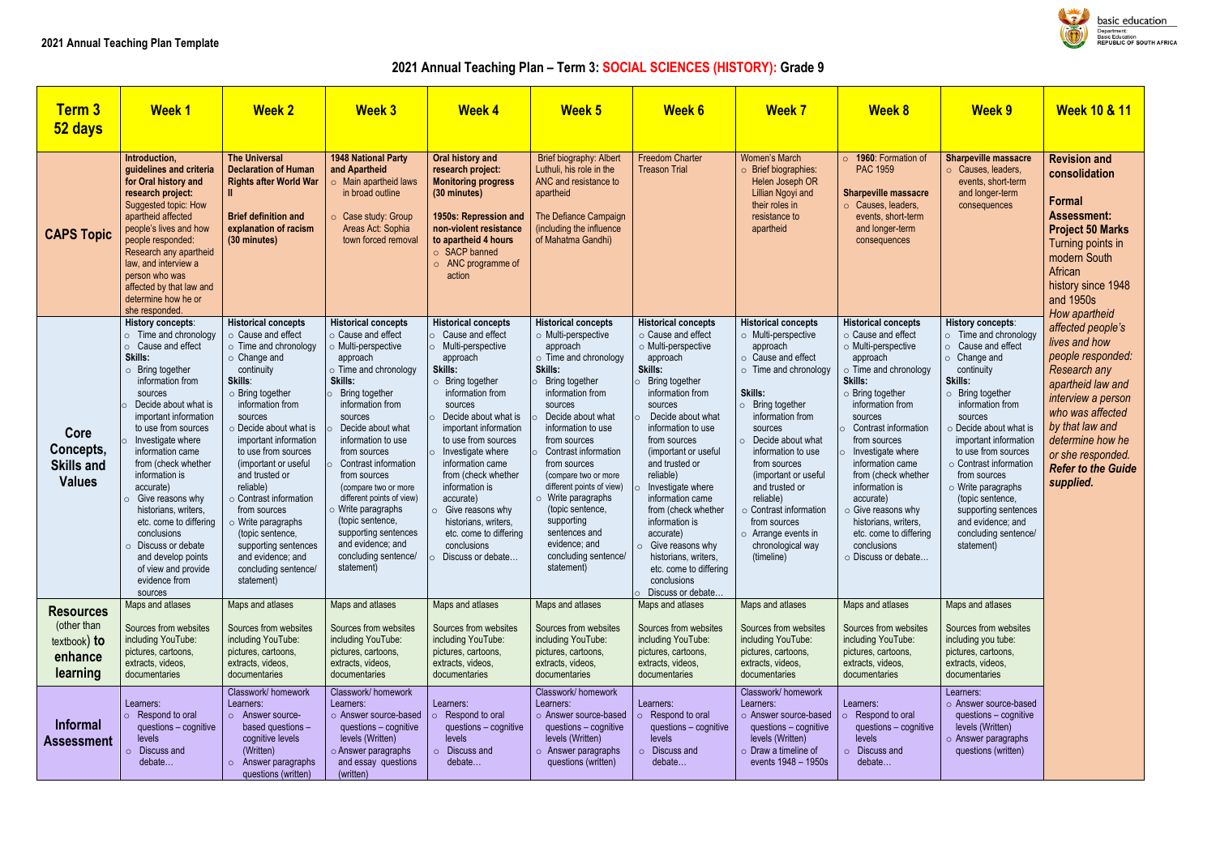**2021 Annual Teaching Plan Template**

## 2021 Annual Teaching Plan – Term 3: SOCIAL SCIENCES (HISTORY): Grade 9

| Term 3 52 days | Week 1 | Week 2 | Week 3 | Week 4 | Week 5 | Week 6 | Week 7 | Week 8 | Week 9 | Week 10 & 11 |
|---|---|---|---|---|---|---|---|---|---|---|
| **CAPS Topic** | **Introduction, guidelines and criteria for Oral history and research project:** Suggested topic: How apartheid affected people's lives and how people responded: Research any apartheid law, and interview a person who was affected by that law and determine how he or she responded. | **The Universal Declaration of Human Rights after World War II**<br><br>**Brief definition and explanation of racism (30 minutes)** | **1948 National Party and Apartheid**<br>○ Main apartheid laws in broad outline<br>○ Case study: Group Areas Act: Sophia town forced removal | **Oral history and research project: Monitoring progress (30 minutes)**<br><br>**1950s: Repression and non-violent resistance to apartheid 4 hours**<br>○ SACP banned<br>○ ANC programme of action | Brief biography: Albert Luthuli, his role in the ANC and resistance to apartheid<br><br>The Defiance Campaign (including the influence of Mahatma Gandhi) | Freedom Charter<br>Treason Trial | Women's March<br>○ Brief biographies: Helen Joseph OR Lillian Ngoyi and their roles in resistance to apartheid | ○ **1960**: Formation of PAC 1959<br><br>**Sharpeville massacre**<br>○ Causes, leaders, events, short-term and longer-term consequences | **Sharpeville massacre**<br>○ Causes, leaders, events, short-term and longer-term consequences | **Revision and consolidation**<br><br>**Formal Assessment: Project 50 Marks** Turning points in modern South African history since 1948 and 1950s<br>*How apartheid affected people's lives and how people responded: Research any apartheid law and interview a person who was affected by that law and determine how he or she responded.* ***Refer to the Guide supplied.*** |
| **Core Concepts, Skills and Values** | **History concepts**:<br>○ Time and chronology<br>○ Cause and effect<br>**Skills:**<br>○ Bring together information from sources<br>○ Decide about what is important information to use from sources<br>○ Investigate where information came from (check whether information is accurate)<br>○ Give reasons why historians, writers, etc. come to differing conclusions<br>○ Discuss or debate and develop points of view and provide evidence from sources | **Historical concepts**<br>○ Cause and effect<br>○ Time and chronology<br>○ Change and continuity<br>**Skills**:<br>○ Bring together information from sources<br>○ Decide about what is important information to use from sources (important or useful and trusted or reliable)<br>○ Contrast information from sources<br>○ Write paragraphs (topic sentence, supporting sentences and evidence; and concluding sentence/ statement) | **Historical concepts**<br>○ Cause and effect<br>○ Multi-perspective approach<br>○ Time and chronology<br>**Skills:**<br>○ Bring together information from sources<br>○ Decide about what information to use from sources<br>○ Contrast information from sources (compare two or more different points of view)<br>○ Write paragraphs (topic sentence, supporting sentences and evidence; and concluding sentence/ statement) | **Historical concepts**<br>○ Cause and effect<br>○ Multi-perspective approach<br>**Skills:**<br>○ Bring together information from sources<br>○ Decide about what is important information to use from sources<br>○ Investigate where information came from (check whether information is accurate)<br>○ Give reasons why historians, writers, etc. come to differing conclusions<br>○ Discuss or debate… | **Historical concepts**<br>○ Multi-perspective approach<br>○ Time and chronology<br>**Skills:**<br>○ Bring together information from sources<br>○ Decide about what information to use from sources<br>○ Contrast information from sources (compare two or more different points of view)<br>○ Write paragraphs (topic sentence, supporting sentences and evidence; and concluding sentence/ statement) | **Historical concepts**<br>○ Cause and effect<br>○ Multi-perspective approach<br>**Skills:**<br>○ Bring together information from sources<br>○ Decide about what information to use from sources (important or useful and trusted or reliable)<br>○ Investigate where information came from (check whether information is accurate)<br>○ Give reasons why historians, writers, etc. come to differing conclusions<br>○ Discuss or debate… | **Historical concepts**<br>○ Multi-perspective approach<br>○ Cause and effect<br>○ Time and chronology<br><br>**Skills:**<br>○ Bring together information from sources<br>○ Decide about what information to use from sources (important or useful and trusted or reliable)<br>○ Contrast information from sources<br>○ Arrange events in chronological way (timeline) | **Historical concepts**<br>○ Cause and effect<br>○ Multi-perspective approach<br>○ Time and chronology<br>**Skills:**<br>○ Bring together information from sources<br>○ Contrast information from sources<br>○ Investigate where information came from (check whether information is accurate)<br>○ Give reasons why historians, writers, etc. come to differing conclusions<br>○ Discuss or debate… | **History concepts**:<br>○ Time and chronology<br>○ Cause and effect<br>○ Change and continuity<br>**Skills:**<br>○ Bring together information from sources<br>○ Decide about what is important information to use from sources<br>○ Contrast information from sources<br>○ Write paragraphs (topic sentence, supporting sentences and evidence; and concluding sentence/ statement) | |
| **Resources** (other than textbook) **to enhance learning** | Maps and atlases<br><br>Sources from websites including YouTube: pictures, cartoons, extracts, videos, documentaries | Maps and atlases<br><br>Sources from websites including YouTube: pictures, cartoons, extracts, videos, documentaries | Maps and atlases<br><br>Sources from websites including YouTube: pictures, cartoons, extracts, videos, documentaries | Maps and atlases<br><br>Sources from websites including YouTube: pictures, cartoons, extracts, videos, documentaries | Maps and atlases<br><br>Sources from websites including YouTube: pictures, cartoons, extracts, videos, documentaries | Maps and atlases<br><br>Sources from websites including YouTube: pictures, cartoons, extracts, videos, documentaries | Maps and atlases<br><br>Sources from websites including YouTube: pictures, cartoons, extracts, videos, documentaries | Maps and atlases<br><br>Sources from websites including YouTube: pictures, cartoons, extracts, videos, documentaries | Maps and atlases<br><br>Sources from websites including you tube: pictures, cartoons, extracts, videos, documentaries | |
| **Informal Assessment** | Learners:<br>○ Respond to oral questions – cognitive levels<br>○ Discuss and debate… | Classwork/ homework<br>Learners:<br>○ Answer source-based questions – cognitive levels (Written)<br>○ Answer paragraphs questions (written) | Classwork/ homework<br>Learners:<br>○ Answer source-based questions – cognitive levels (Written)<br>○ Answer paragraphs and essay questions (written) | Learners:<br>○ Respond to oral questions – cognitive levels<br>○ Discuss and debate… | Classwork/ homework<br>Learners:<br>○ Answer source-based questions – cognitive levels (Written)<br>○ Answer paragraphs questions (written) | Learners:<br>○ Respond to oral questions – cognitive levels<br>○ Discuss and debate… | Classwork/ homework<br>Learners:<br>○ Answer source-based questions – cognitive levels (Written)<br>○ Draw a timeline of events 1948 – 1950s | Learners:<br>○ Respond to oral questions – cognitive levels<br>○ Discuss and debate… | Learners:<br>○ Answer source-based questions – cognitive levels (Written)<br>○ Answer paragraphs questions (written) | |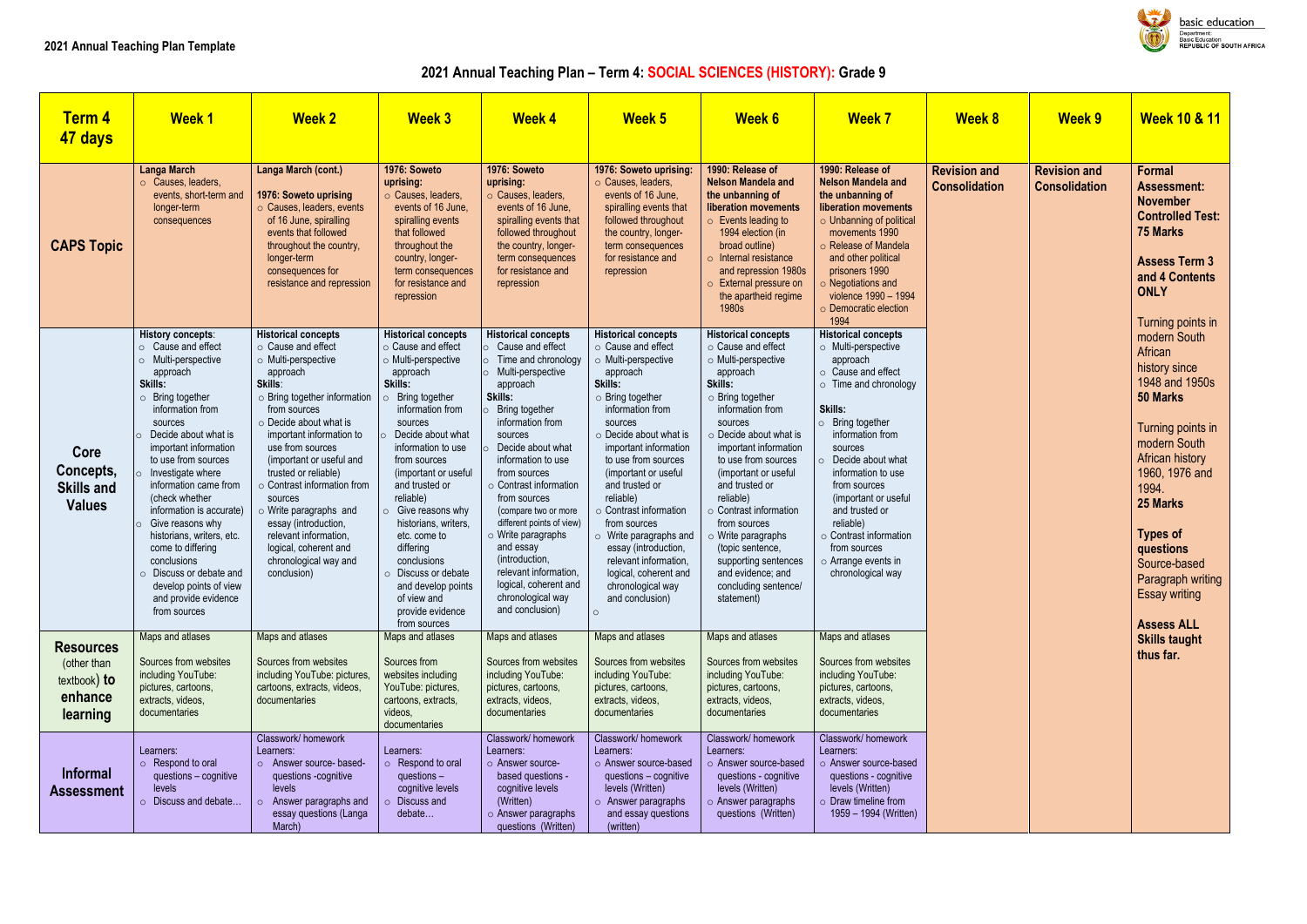**2021 Annual Teaching Plan Template**

# 2021 Annual Teaching Plan – Term 4: SOCIAL SCIENCES (HISTORY): Grade 9

| Term 4 47 days | Week 1 | Week 2 | Week 3 | Week 4 | Week 5 | Week 6 | Week 7 | Week 8 | Week 9 | Week 10 & 11 |
|---|---|---|---|---|---|---|---|---|---|---|
| **CAPS Topic** | **Langa March** ○ Causes, leaders, events, short-term and longer-term consequences | **Langa March (cont.)** **1976: Soweto uprising** ○ Causes, leaders, events of 16 June, spiralling events that followed throughout the country, longer-term consequences for resistance and repression | **1976: Soweto uprising:** ○ Causes, leaders, events of 16 June, spiralling events that followed throughout the country, longer-term consequences for resistance and repression | **1976: Soweto uprising:** ○ Causes, leaders, events of 16 June, spiralling events that followed throughout the country, longer-term consequences for resistance and repression | **1976: Soweto uprising:** ○ Causes, leaders, events of 16 June, spiralling events that followed throughout the country, longer-term consequences for resistance and repression | **1990: Release of Nelson Mandela and the unbanning of liberation movements** ○ Events leading to 1994 election (in broad outline) ○ Internal resistance and repression 1980s ○ External pressure on the apartheid regime 1980s | **1990: Release of Nelson Mandela and the unbanning of liberation movements** ○ Unbanning of political movements 1990 ○ Release of Mandela and other political prisoners 1990 ○ Negotiations and violence 1990 – 1994 ○ Democratic election 1994 | **Revision and Consolidation** | **Revision and Consolidation** | **Formal Assessment: November Controlled Test: 75 Marks** **Assess Term 3 and 4 Contents ONLY** Turning points in modern South African history since 1948 and 1950s **50 Marks** Turning points in modern South African history 1960, 1976 and 1994. **25 Marks** **Types of questions** Source-based Paragraph writing Essay writing **Assess ALL Skills taught thus far.** |
| **Core Concepts, Skills and Values** | **History concepts**: ○ Cause and effect ○ Multi-perspective approach **Skills:** ○ Bring together information from sources ○ Decide about what is important information to use from sources ○ Investigate where information came from (check whether information is accurate) ○ Give reasons why historians, writers, etc. come to differing conclusions ○ Discuss or debate and develop points of view and provide evidence from sources | **Historical concepts** ○ Cause and effect ○ Multi-perspective approach **Skills**: ○ Bring together information from sources ○ Decide about what is important information to use from sources (important or useful and trusted or reliable) ○ Contrast information from sources ○ Write paragraphs and essay (introduction, relevant information, logical, coherent and chronological way and conclusion) | **Historical concepts** ○ Cause and effect ○ Multi-perspective approach **Skills:** ○ Bring together information from sources ○ Decide about what information to use from sources (important or useful and trusted or reliable) ○ Give reasons why historians, writers, etc. come to differing conclusions ○ Discuss or debate and develop points of view and provide evidence from sources | **Historical concepts** ○ Cause and effect ○ Time and chronology ○ Multi-perspective approach **Skills:** ○ Bring together information from sources ○ Decide about what information to use from sources ○ Contrast information from sources (compare two or more different points of view) ○ Write paragraphs and essay (introduction, relevant information, logical, coherent and chronological way and conclusion) | **Historical concepts** ○ Cause and effect ○ Multi-perspective approach **Skills:** ○ Bring together information from sources ○ Decide about what is important information to use from sources (important or useful and trusted or reliable) ○ Contrast information from sources ○ Write paragraphs and essay (introduction, relevant information, logical, coherent and chronological way and conclusion) ○ | **Historical concepts** ○ Cause and effect ○ Multi-perspective approach **Skills:** ○ Bring together information from sources ○ Decide about what is important information to use from sources (important or useful and trusted or reliable) ○ Contrast information from sources ○ Write paragraphs (topic sentence, supporting sentences and evidence; and concluding sentence/ statement) | **Historical concepts** ○ Multi-perspective approach ○ Cause and effect ○ Time and chronology **Skills:** ○ Bring together information from sources ○ Decide about what information to use from sources (important or useful and trusted or reliable) ○ Contrast information from sources ○ Arrange events in chronological way | | | |
| **Resources** (other than textbook) **to enhance learning** | Maps and atlases Sources from websites including YouTube: pictures, cartoons, extracts, videos, documentaries | Maps and atlases Sources from websites including YouTube: pictures, cartoons, extracts, videos, documentaries | Maps and atlases Sources from websites including YouTube: pictures, cartoons, extracts, videos, documentaries | Maps and atlases Sources from websites including YouTube: pictures, cartoons, extracts, videos, documentaries | Maps and atlases Sources from websites including YouTube: pictures, cartoons, extracts, videos, documentaries | Maps and atlases Sources from websites including YouTube: pictures, cartoons, extracts, videos, documentaries | Maps and atlases Sources from websites including YouTube: pictures, cartoons, extracts, videos, documentaries | | | |
| **Informal Assessment** | Learners: ○ Respond to oral questions – cognitive levels ○ Discuss and debate… | Classwork/ homework Learners: ○ Answer source- based- questions -cognitive levels ○ Answer paragraphs and essay questions (Langa March) | Learners: ○ Respond to oral questions – cognitive levels ○ Discuss and debate… | Classwork/ homework Learners: ○ Answer source-based questions - cognitive levels (Written) ○ Answer paragraphs questions (Written) | Classwork/ homework Learners: ○ Answer source-based questions – cognitive levels (Written) ○ Answer paragraphs and essay questions (written) | Classwork/ homework Learners: ○ Answer source-based questions - cognitive levels (Written) ○ Answer paragraphs questions (Written) | Classwork/ homework Learners: ○ Answer source-based questions - cognitive levels (Written) ○ Draw timeline from 1959 – 1994 (Written) | | | |